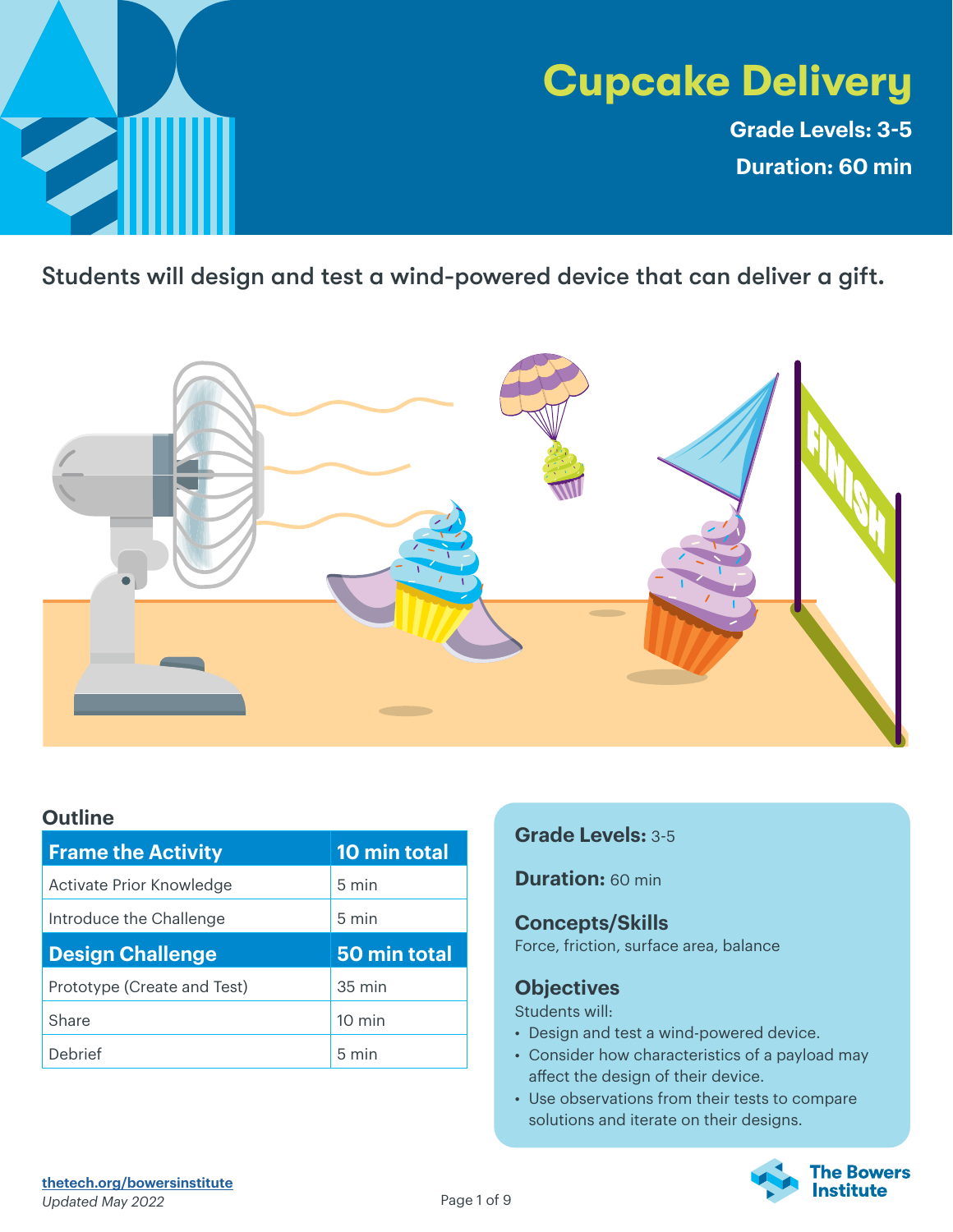# Cupcake Delivery

**Grade Levels: 3-5**

**Duration: 60 min**

Students will design and test a wind-powered device that can deliver a gift.

## Outline

| Frame the Activity | 10 min total |
|---|---|
| Activate Prior Knowledge | 5 min |
| Introduce the Challenge | 5 min |
| **Design Challenge** | **50 min total** |
| Prototype (Create and Test) | 35 min |
| Share | 10 min |
| Debrief | 5 min |

**Grade Levels:** 3-5

**Duration:** 60 min

### Concepts/Skills

Force, friction, surface area, balance

### Objectives

Students will:

- Design and test a wind-powered device.
- Consider how characteristics of a payload may affect the design of their device.
- Use observations from their tests to compare solutions and iterate on their designs.

thetech.org/bowersinstitute

*Updated May 2022*

The Bowers Institute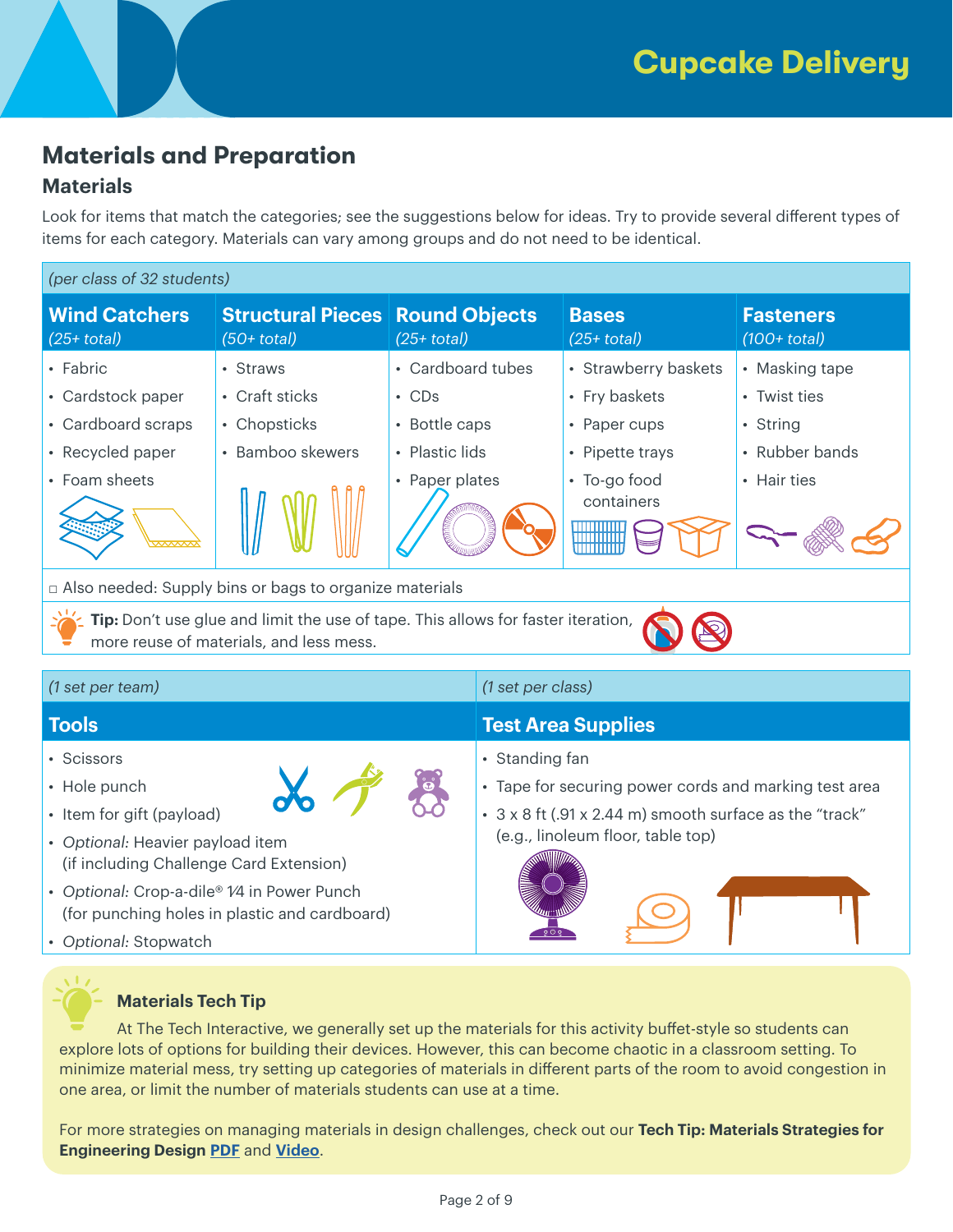# Cupcake Delivery

## Materials and Preparation

### Materials

Look for items that match the categories; see the suggestions below for ideas. Try to provide several different types of items for each category. Materials can vary among groups and do not need to be identical.

*(per class of 32 students)*

| Wind Catchers *(25+ total)* | Structural Pieces *(50+ total)* | Round Objects *(25+ total)* | Bases *(25+ total)* | Fasteners *(100+ total)* |
|---|---|---|---|---|
| • Fabric<br>• Cardstock paper<br>• Cardboard scraps<br>• Recycled paper<br>• Foam sheets | • Straws<br>• Craft sticks<br>• Chopsticks<br>• Bamboo skewers | • Cardboard tubes<br>• CDs<br>• Bottle caps<br>• Plastic lids<br>• Paper plates | • Strawberry baskets<br>• Fry baskets<br>• Paper cups<br>• Pipette trays<br>• To-go food containers | • Masking tape<br>• Twist ties<br>• String<br>• Rubber bands<br>• Hair ties |

□ Also needed: Supply bins or bags to organize materials

**Tip:** Don't use glue and limit the use of tape. This allows for faster iteration, more reuse of materials, and less mess.

| Tools *(1 set per team)* | Test Area Supplies *(1 set per class)* |
|---|---|
| • Scissors<br>• Hole punch<br>• Item for gift (payload)<br>• *Optional:* Heavier payload item (if including Challenge Card Extension)<br>• *Optional:* Crop-a-dile® 1⁄4 in Power Punch (for punching holes in plastic and cardboard)<br>• *Optional:* Stopwatch | • Standing fan<br>• Tape for securing power cords and marking test area<br>• 3 x 8 ft (.91 x 2.44 m) smooth surface as the "track" (e.g., linoleum floor, table top) |

#### Materials Tech Tip

At The Tech Interactive, we generally set up the materials for this activity buffet-style so students can explore lots of options for building their devices. However, this can become chaotic in a classroom setting. To minimize material mess, try setting up categories of materials in different parts of the room to avoid congestion in one area, or limit the number of materials students can use at a time.

For more strategies on managing materials in design challenges, check out our **Tech Tip: Materials Strategies for Engineering Design PDF** and **Video**.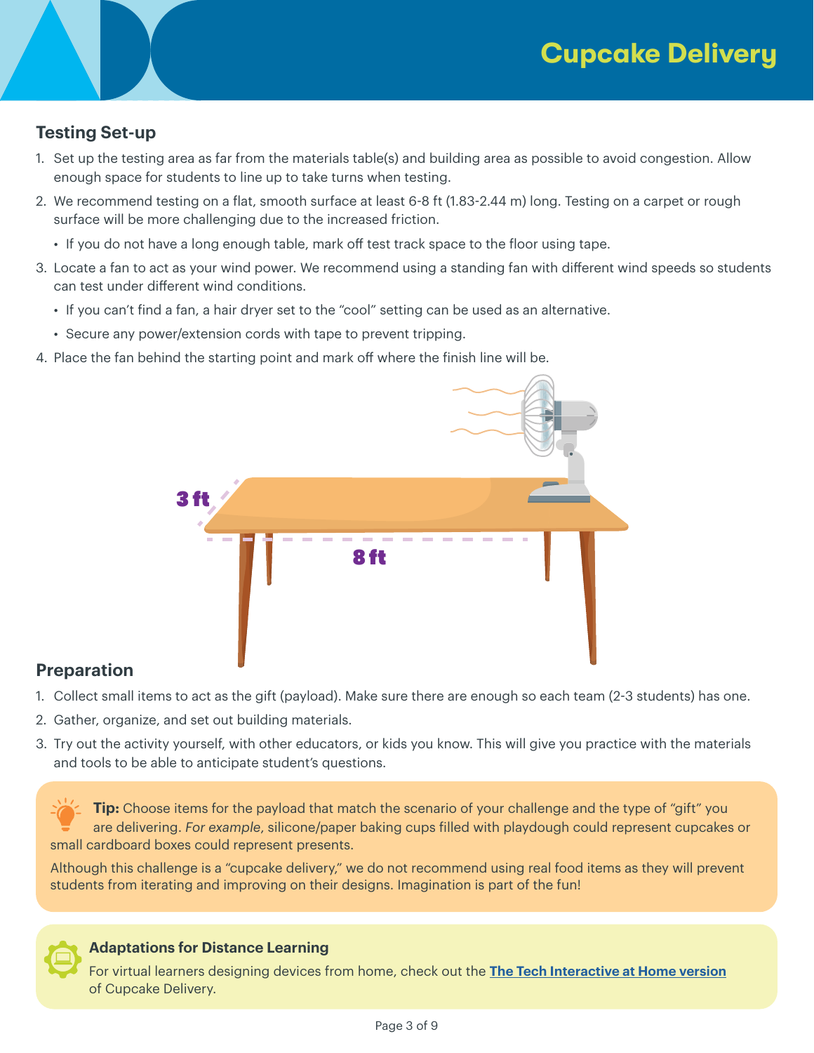## Testing Set-up

1. Set up the testing area as far from the materials table(s) and building area as possible to avoid congestion. Allow enough space for students to line up to take turns when testing.
2. We recommend testing on a flat, smooth surface at least 6-8 ft (1.83-2.44 m) long. Testing on a carpet or rough surface will be more challenging due to the increased friction.
   - If you do not have a long enough table, mark off test track space to the floor using tape.
3. Locate a fan to act as your wind power. We recommend using a standing fan with different wind speeds so students can test under different wind conditions.
   - If you can't find a fan, a hair dryer set to the "cool" setting can be used as an alternative.
   - Secure any power/extension cords with tape to prevent tripping.
4. Place the fan behind the starting point and mark off where the finish line will be.

3 ft

8 ft

## Preparation

1. Collect small items to act as the gift (payload). Make sure there are enough so each team (2-3 students) has one.
2. Gather, organize, and set out building materials.
3. Try out the activity yourself, with other educators, or kids you know. This will give you practice with the materials and tools to be able to anticipate student's questions.

**Tip:** Choose items for the payload that match the scenario of your challenge and the type of "gift" you are delivering. *For example*, silicone/paper baking cups filled with playdough could represent cupcakes or small cardboard boxes could represent presents.

Although this challenge is a "cupcake delivery," we do not recommend using real food items as they will prevent students from iterating and improving on their designs. Imagination is part of the fun!

**Adaptations for Distance Learning**

For virtual learners designing devices from home, check out the **The Tech Interactive at Home version** of Cupcake Delivery.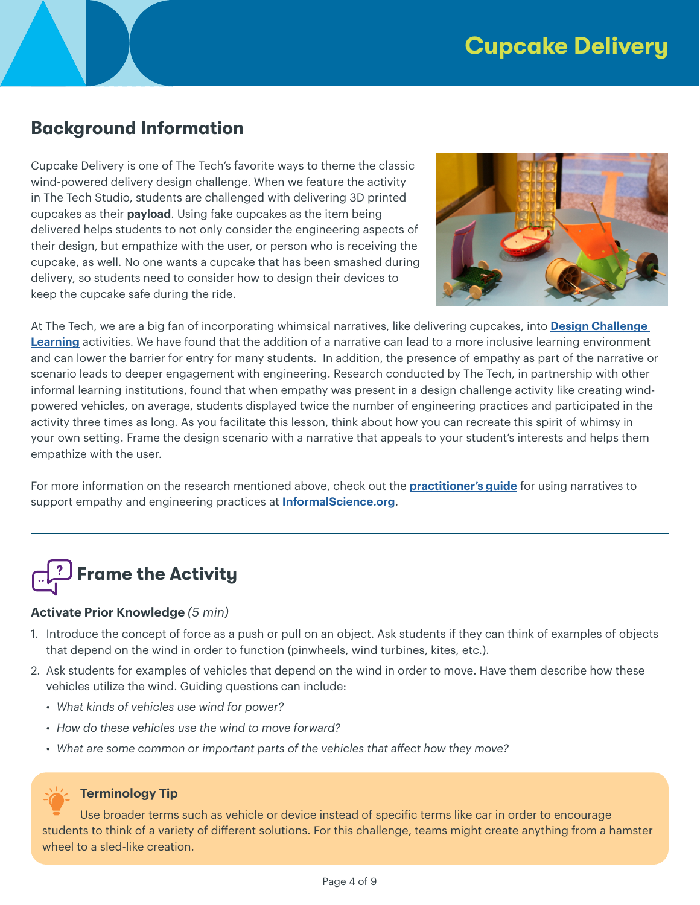# Cupcake Delivery

## Background Information

Cupcake Delivery is one of The Tech's favorite ways to theme the classic wind-powered delivery design challenge. When we feature the activity in The Tech Studio, students are challenged with delivering 3D printed cupcakes as their **payload**. Using fake cupcakes as the item being delivered helps students to not only consider the engineering aspects of their design, but empathize with the user, or person who is receiving the cupcake, as well. No one wants a cupcake that has been smashed during delivery, so students need to consider how to design their devices to keep the cupcake safe during the ride.

At The Tech, we are a big fan of incorporating whimsical narratives, like delivering cupcakes, into **Design Challenge Learning** activities. We have found that the addition of a narrative can lead to a more inclusive learning environment and can lower the barrier for entry for many students. In addition, the presence of empathy as part of the narrative or scenario leads to deeper engagement with engineering. Research conducted by The Tech, in partnership with other informal learning institutions, found that when empathy was present in a design challenge activity like creating wind-powered vehicles, on average, students displayed twice the number of engineering practices and participated in the activity three times as long. As you facilitate this lesson, think about how you can recreate this spirit of whimsy in your own setting. Frame the design scenario with a narrative that appeals to your student's interests and helps them empathize with the user.

For more information on the research mentioned above, check out the **practitioner's guide** for using narratives to support empathy and engineering practices at **InformalScience.org**.

---

## Frame the Activity

**Activate Prior Knowledge** *(5 min)*

1. Introduce the concept of force as a push or pull on an object. Ask students if they can think of examples of objects that depend on the wind in order to function (pinwheels, wind turbines, kites, etc.).
2. Ask students for examples of vehicles that depend on the wind in order to move. Have them describe how these vehicles utilize the wind. Guiding questions can include:
   - *What kinds of vehicles use wind for power?*
   - *How do these vehicles use the wind to move forward?*
   - *What are some common or important parts of the vehicles that affect how they move?*

> **Terminology Tip**
>
> Use broader terms such as vehicle or device instead of specific terms like car in order to encourage students to think of a variety of different solutions. For this challenge, teams might create anything from a hamster wheel to a sled-like creation.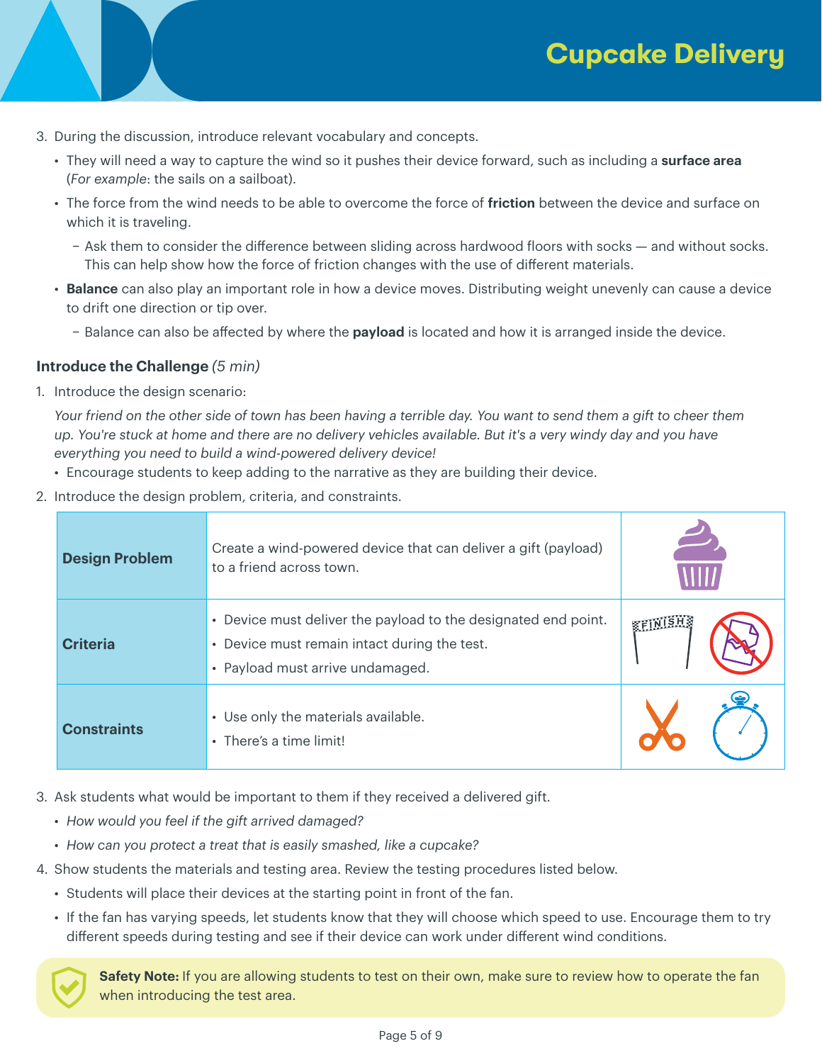3. During the discussion, introduce relevant vocabulary and concepts.
   - They will need a way to capture the wind so it pushes their device forward, such as including a **surface area** (*For example*: the sails on a sailboat).
   - The force from the wind needs to be able to overcome the force of **friction** between the device and surface on which it is traveling.
     - Ask them to consider the difference between sliding across hardwood floors with socks — and without socks. This can help show how the force of friction changes with the use of different materials.
   - **Balance** can also play an important role in how a device moves. Distributing weight unevenly can cause a device to drift one direction or tip over.
     - Balance can also be affected by where the **payload** is located and how it is arranged inside the device.

**Introduce the Challenge** *(5 min)*

1. Introduce the design scenario:

   *Your friend on the other side of town has been having a terrible day. You want to send them a gift to cheer them up. You're stuck at home and there are no delivery vehicles available. But it's a very windy day and you have everything you need to build a wind-powered delivery device!*

   - Encourage students to keep adding to the narrative as they are building their device.

2. Introduce the design problem, criteria, and constraints.

| | | |
|---|---|---|
| **Design Problem** | Create a wind-powered device that can deliver a gift (payload) to a friend across town. | |
| **Criteria** | • Device must deliver the payload to the designated end point.<br>• Device must remain intact during the test.<br>• Payload must arrive undamaged. | |
| **Constraints** | • Use only the materials available.<br>• There's a time limit! | |

3. Ask students what would be important to them if they received a delivered gift.
   - *How would you feel if the gift arrived damaged?*
   - *How can you protect a treat that is easily smashed, like a cupcake?*

4. Show students the materials and testing area. Review the testing procedures listed below.
   - Students will place their devices at the starting point in front of the fan.
   - If the fan has varying speeds, let students know that they will choose which speed to use. Encourage them to try different speeds during testing and see if their device can work under different wind conditions.

**Safety Note:** If you are allowing students to test on their own, make sure to review how to operate the fan when introducing the test area.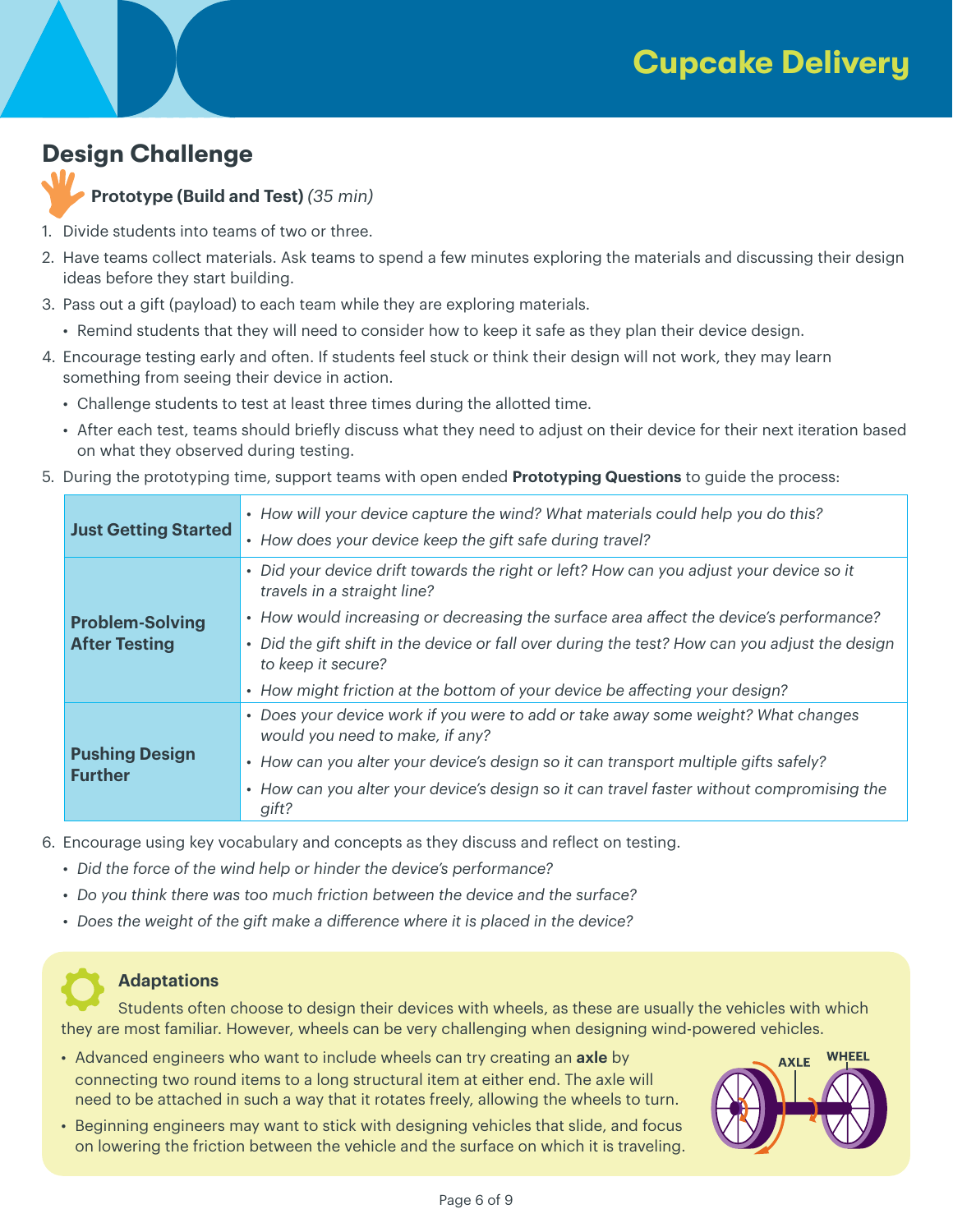# Cupcake Delivery

## Design Challenge

**Prototype (Build and Test)** *(35 min)*

1. Divide students into teams of two or three.
2. Have teams collect materials. Ask teams to spend a few minutes exploring the materials and discussing their design ideas before they start building.
3. Pass out a gift (payload) to each team while they are exploring materials.
   - Remind students that they will need to consider how to keep it safe as they plan their device design.
4. Encourage testing early and often. If students feel stuck or think their design will not work, they may learn something from seeing their device in action.
   - Challenge students to test at least three times during the allotted time.
   - After each test, teams should briefly discuss what they need to adjust on their device for their next iteration based on what they observed during testing.
5. During the prototyping time, support teams with open ended **Prototyping Questions** to guide the process:

| | |
|---|---|
| **Just Getting Started** | • *How will your device capture the wind? What materials could help you do this?*<br>• *How does your device keep the gift safe during travel?* |
| **Problem-Solving After Testing** | • *Did your device drift towards the right or left? How can you adjust your device so it travels in a straight line?*<br>• *How would increasing or decreasing the surface area affect the device's performance?*<br>• *Did the gift shift in the device or fall over during the test? How can you adjust the design to keep it secure?*<br>• *How might friction at the bottom of your device be affecting your design?* |
| **Pushing Design Further** | • *Does your device work if you were to add or take away some weight? What changes would you need to make, if any?*<br>• *How can you alter your device's design so it can transport multiple gifts safely?*<br>• *How can you alter your device's design so it can travel faster without compromising the gift?* |

6. Encourage using key vocabulary and concepts as they discuss and reflect on testing.
   - *Did the force of the wind help or hinder the device's performance?*
   - *Do you think there was too much friction between the device and the surface?*
   - *Does the weight of the gift make a difference where it is placed in the device?*

### Adaptations

Students often choose to design their devices with wheels, as these are usually the vehicles with which they are most familiar. However, wheels can be very challenging when designing wind-powered vehicles.

- Advanced engineers who want to include wheels can try creating an **axle** by connecting two round items to a long structural item at either end. The axle will need to be attached in such a way that it rotates freely, allowing the wheels to turn.
- Beginning engineers may want to stick with designing vehicles that slide, and focus on lowering the friction between the vehicle and the surface on which it is traveling.

AXLE WHEEL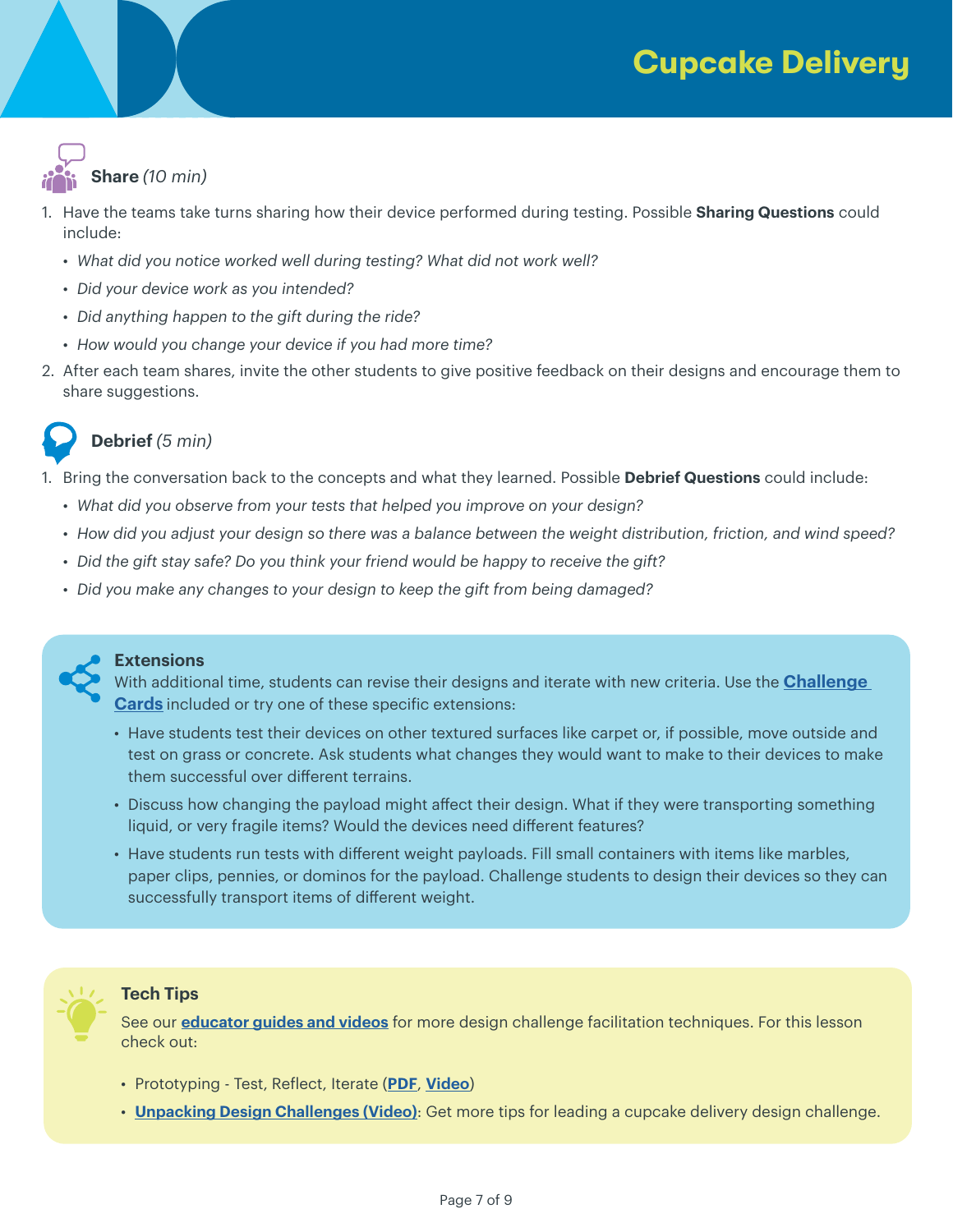# Cupcake Delivery

## Share *(10 min)*

1. Have the teams take turns sharing how their device performed during testing. Possible **Sharing Questions** could include:
   - *What did you notice worked well during testing? What did not work well?*
   - *Did your device work as you intended?*
   - *Did anything happen to the gift during the ride?*
   - *How would you change your device if you had more time?*
2. After each team shares, invite the other students to give positive feedback on their designs and encourage them to share suggestions.

## Debrief *(5 min)*

1. Bring the conversation back to the concepts and what they learned. Possible **Debrief Questions** could include:
   - *What did you observe from your tests that helped you improve on your design?*
   - *How did you adjust your design so there was a balance between the weight distribution, friction, and wind speed?*
   - *Did the gift stay safe? Do you think your friend would be happy to receive the gift?*
   - *Did you make any changes to your design to keep the gift from being damaged?*

### Extensions

With additional time, students can revise their designs and iterate with new criteria. Use the **Challenge Cards** included or try one of these specific extensions:

- Have students test their devices on other textured surfaces like carpet or, if possible, move outside and test on grass or concrete. Ask students what changes they would want to make to their devices to make them successful over different terrains.
- Discuss how changing the payload might affect their design. What if they were transporting something liquid, or very fragile items? Would the devices need different features?
- Have students run tests with different weight payloads. Fill small containers with items like marbles, paper clips, pennies, or dominos for the payload. Challenge students to design their devices so they can successfully transport items of different weight.

### Tech Tips

See our **educator guides and videos** for more design challenge facilitation techniques. For this lesson check out:

- Prototyping - Test, Reflect, Iterate (**PDF**, **Video**)
- **Unpacking Design Challenges (Video)**: Get more tips for leading a cupcake delivery design challenge.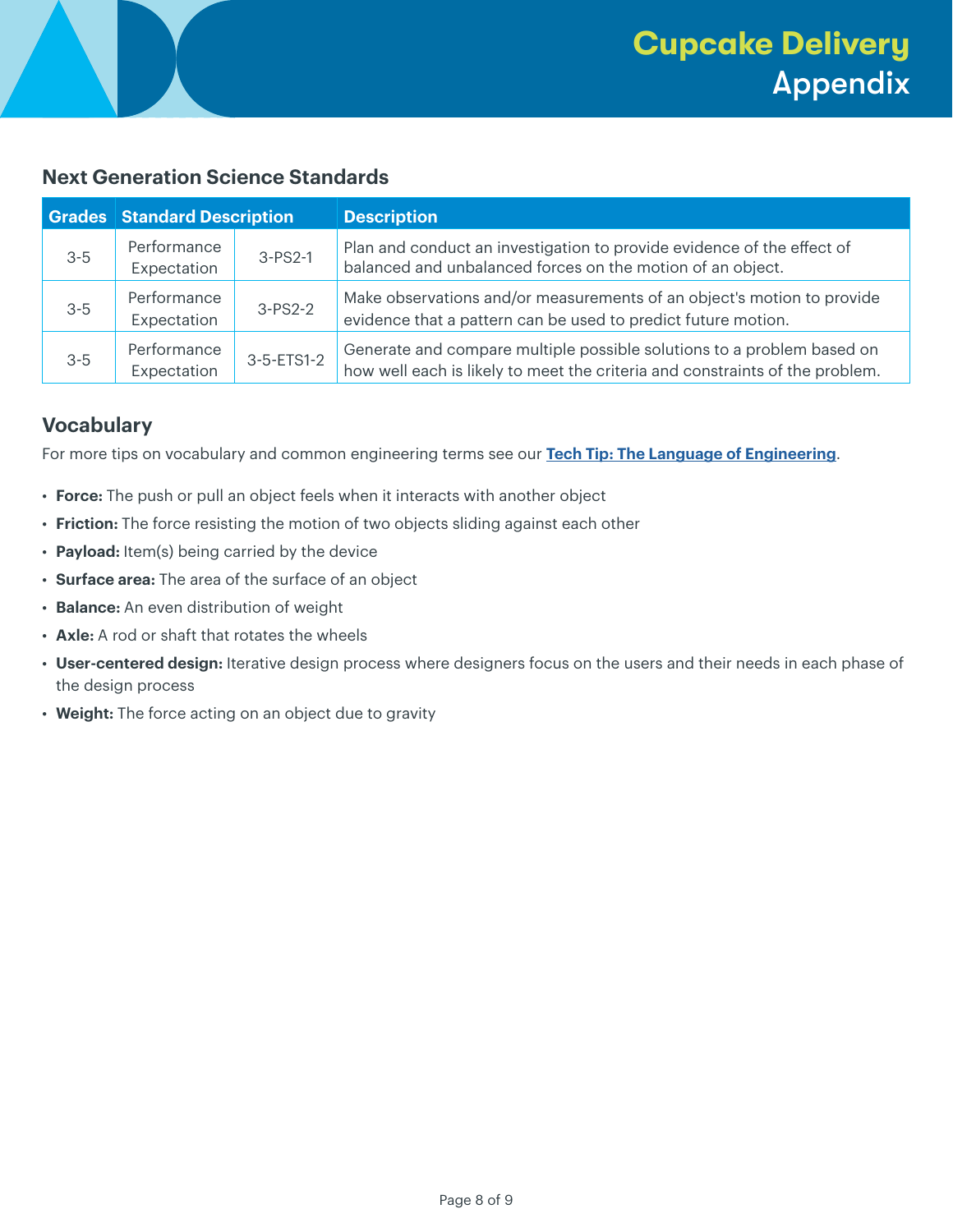# Cupcake Delivery
## Appendix

### Next Generation Science Standards

| Grades | Standard Description | | Description |
|---|---|---|---|
| 3-5 | Performance Expectation | 3-PS2-1 | Plan and conduct an investigation to provide evidence of the effect of balanced and unbalanced forces on the motion of an object. |
| 3-5 | Performance Expectation | 3-PS2-2 | Make observations and/or measurements of an object's motion to provide evidence that a pattern can be used to predict future motion. |
| 3-5 | Performance Expectation | 3-5-ETS1-2 | Generate and compare multiple possible solutions to a problem based on how well each is likely to meet the criteria and constraints of the problem. |

### Vocabulary

For more tips on vocabulary and common engineering terms see our **Tech Tip: The Language of Engineering**.

- **Force:** The push or pull an object feels when it interacts with another object
- **Friction:** The force resisting the motion of two objects sliding against each other
- **Payload:** Item(s) being carried by the device
- **Surface area:** The area of the surface of an object
- **Balance:** An even distribution of weight
- **Axle:** A rod or shaft that rotates the wheels
- **User-centered design:** Iterative design process where designers focus on the users and their needs in each phase of the design process
- **Weight:** The force acting on an object due to gravity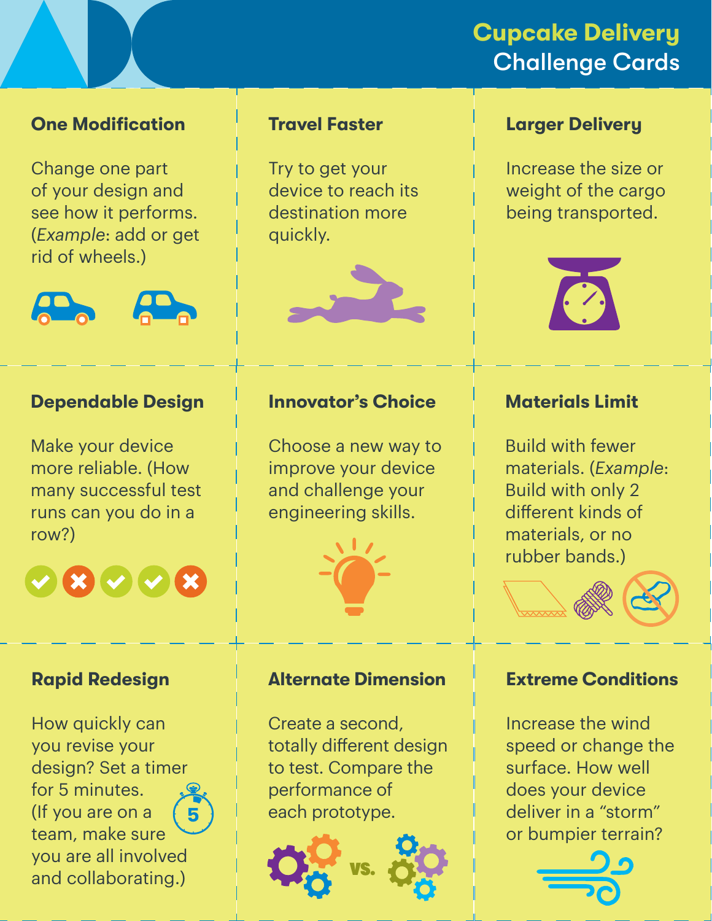# Cupcake Delivery Challenge Cards

### One Modification

Change one part of your design and see how it performs. (*Example*: add or get rid of wheels.)

### Travel Faster

Try to get your device to reach its destination more quickly.

### Larger Delivery

Increase the size or weight of the cargo being transported.

### Dependable Design

Make your device more reliable. (How many successful test runs can you do in a row?)

### Innovator's Choice

Choose a new way to improve your device and challenge your engineering skills.

### Materials Limit

Build with fewer materials. (*Example*: Build with only 2 different kinds of materials, or no rubber bands.)

### Rapid Redesign

How quickly can you revise your design? Set a timer for 5 minutes. (If you are on a team, make sure you are all involved and collaborating.)

5

### Alternate Dimension

Create a second, totally different design to test. Compare the performance of each prototype.

vs.

### Extreme Conditions

Increase the wind speed or change the surface. How well does your device deliver in a "storm" or bumpier terrain?